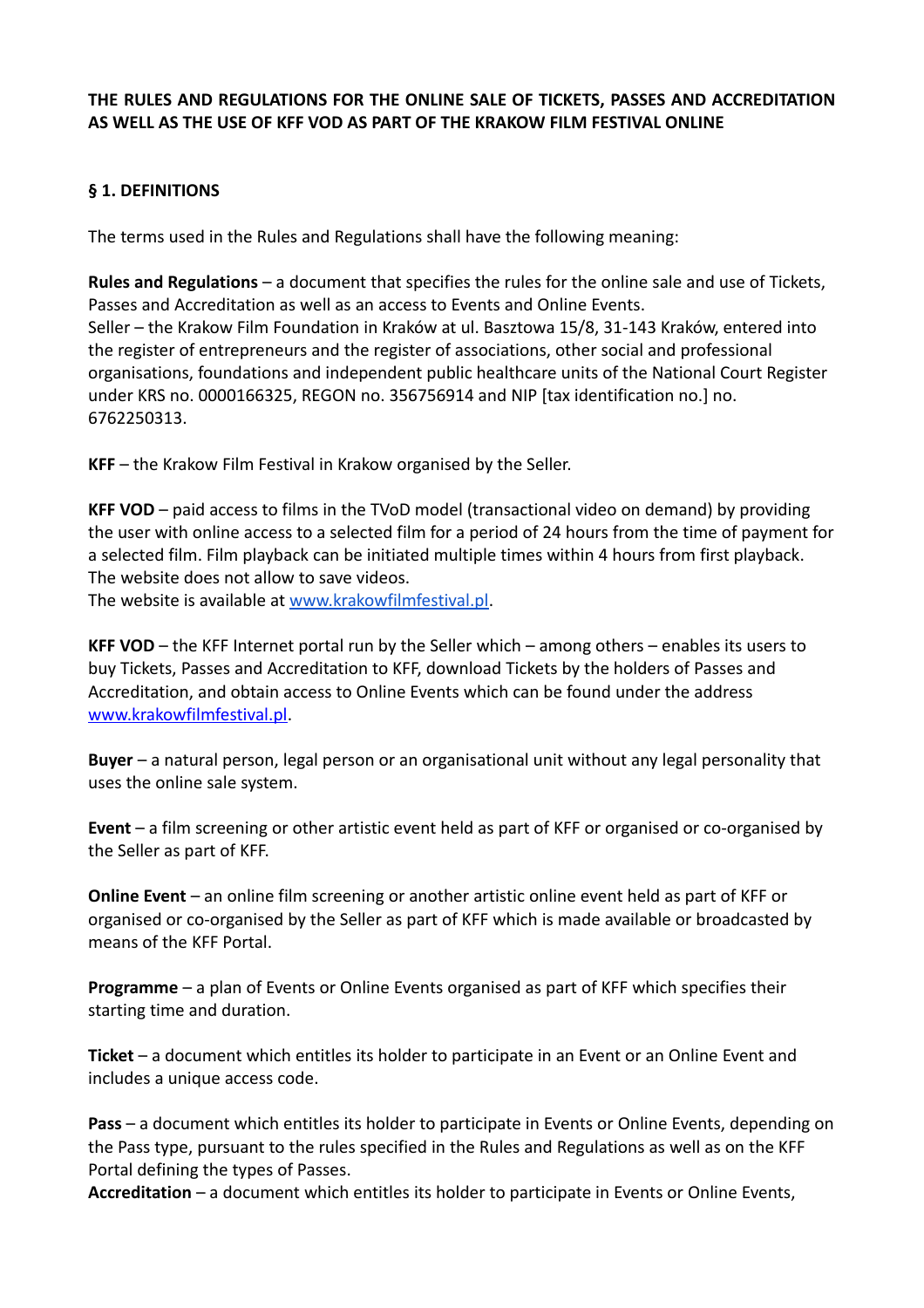**THE RULES AND REGULATIONS FOR THE ONLINE SALE OF TICKETS, PASSES AND ACCREDITATION AS WELL AS THE USE OF KFF VOD AS PART OF THE KRAKOW FILM FESTIVAL ONLINE**

## § 1. DEFINITIONS

The terms used in the Rules and Regulations shall have the following meaning:

**Rules and Regulations** – a document that specifies the rules for the online sale and use of Tickets, Passes and Accreditation as well as an access to Events and Online Events.
Seller – the Krakow Film Foundation in Kraków at ul. Basztowa 15/8, 31-143 Kraków, entered into the register of entrepreneurs and the register of associations, other social and professional organisations, foundations and independent public healthcare units of the National Court Register under KRS no. 0000166325, REGON no. 356756914 and NIP [tax identification no.] no. 6762250313.

**KFF** – the Krakow Film Festival in Krakow organised by the Seller.

**KFF VOD** – paid access to films in the TVoD model (transactional video on demand) by providing the user with online access to a selected film for a period of 24 hours from the time of payment for a selected film. Film playback can be initiated multiple times within 4 hours from first playback. The website does not allow to save videos.
The website is available at [www.krakowfilmfestival.pl](www.krakowfilmfestival.pl).

**KFF VOD** – the KFF Internet portal run by the Seller which – among others – enables its users to buy Tickets, Passes and Accreditation to KFF, download Tickets by the holders of Passes and Accreditation, and obtain access to Online Events which can be found under the address [www.krakowfilmfestival.pl](www.krakowfilmfestival.pl).

**Buyer** – a natural person, legal person or an organisational unit without any legal personality that uses the online sale system.

**Event** – a film screening or other artistic event held as part of KFF or organised or co-organised by the Seller as part of KFF.

**Online Event** – an online film screening or another artistic online event held as part of KFF or organised or co-organised by the Seller as part of KFF which is made available or broadcasted by means of the KFF Portal.

**Programme** – a plan of Events or Online Events organised as part of KFF which specifies their starting time and duration.

**Ticket** – a document which entitles its holder to participate in an Event or an Online Event and includes a unique access code.

**Pass** – a document which entitles its holder to participate in Events or Online Events, depending on the Pass type, pursuant to the rules specified in the Rules and Regulations as well as on the KFF Portal defining the types of Passes.
**Accreditation** – a document which entitles its holder to participate in Events or Online Events,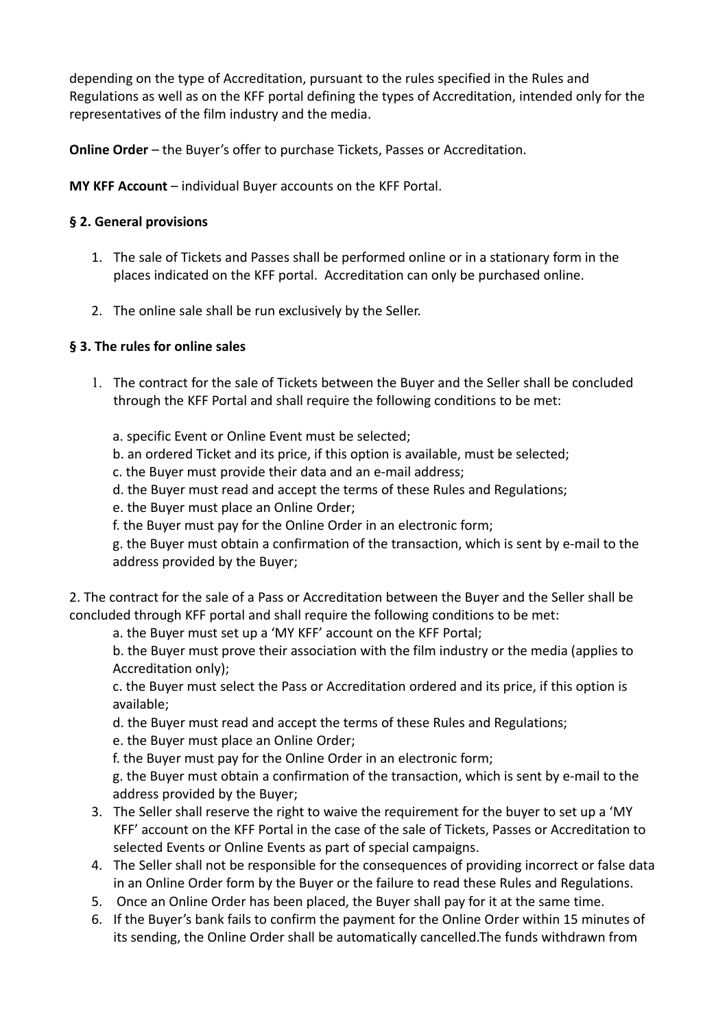depending on the type of Accreditation, pursuant to the rules specified in the Rules and Regulations as well as on the KFF portal defining the types of Accreditation, intended only for the representatives of the film industry and the media.

**Online Order** – the Buyer's offer to purchase Tickets, Passes or Accreditation.

**MY KFF Account** – individual Buyer accounts on the KFF Portal.

**§ 2. General provisions**

1. The sale of Tickets and Passes shall be performed online or in a stationary form in the places indicated on the KFF portal. Accreditation can only be purchased online.
2. The online sale shall be run exclusively by the Seller.

**§ 3. The rules for online sales**

1. The contract for the sale of Tickets between the Buyer and the Seller shall be concluded through the KFF Portal and shall require the following conditions to be met:

   a. specific Event or Online Event must be selected;
   b. an ordered Ticket and its price, if this option is available, must be selected;
   c. the Buyer must provide their data and an e-mail address;
   d. the Buyer must read and accept the terms of these Rules and Regulations;
   e. the Buyer must place an Online Order;
   f. the Buyer must pay for the Online Order in an electronic form;
   g. the Buyer must obtain a confirmation of the transaction, which is sent by e-mail to the address provided by the Buyer;

2. The contract for the sale of a Pass or Accreditation between the Buyer and the Seller shall be concluded through KFF portal and shall require the following conditions to be met:

   a. the Buyer must set up a 'MY KFF' account on the KFF Portal;
   b. the Buyer must prove their association with the film industry or the media (applies to Accreditation only);
   c. the Buyer must select the Pass or Accreditation ordered and its price, if this option is available;
   d. the Buyer must read and accept the terms of these Rules and Regulations;
   e. the Buyer must place an Online Order;
   f. the Buyer must pay for the Online Order in an electronic form;
   g. the Buyer must obtain a confirmation of the transaction, which is sent by e-mail to the address provided by the Buyer;

3. The Seller shall reserve the right to waive the requirement for the buyer to set up a 'MY KFF' account on the KFF Portal in the case of the sale of Tickets, Passes or Accreditation to selected Events or Online Events as part of special campaigns.
4. The Seller shall not be responsible for the consequences of providing incorrect or false data in an Online Order form by the Buyer or the failure to read these Rules and Regulations.
5. Once an Online Order has been placed, the Buyer shall pay for it at the same time.
6. If the Buyer's bank fails to confirm the payment for the Online Order within 15 minutes of its sending, the Online Order shall be automatically cancelled.The funds withdrawn from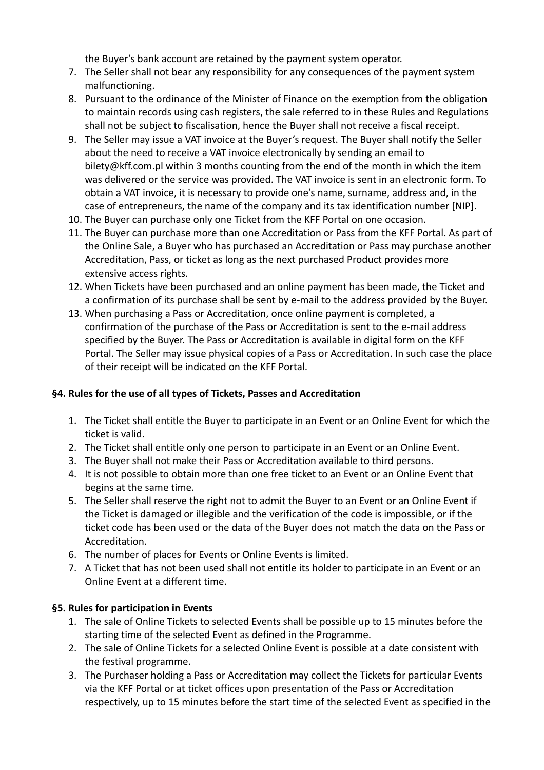the Buyer's bank account are retained by the payment system operator.

7. The Seller shall not bear any responsibility for any consequences of the payment system malfunctioning.
8. Pursuant to the ordinance of the Minister of Finance on the exemption from the obligation to maintain records using cash registers, the sale referred to in these Rules and Regulations shall not be subject to fiscalisation, hence the Buyer shall not receive a fiscal receipt.
9. The Seller may issue a VAT invoice at the Buyer's request. The Buyer shall notify the Seller about the need to receive a VAT invoice electronically by sending an email to bilety@kff.com.pl within 3 months counting from the end of the month in which the item was delivered or the service was provided. The VAT invoice is sent in an electronic form. To obtain a VAT invoice, it is necessary to provide one's name, surname, address and, in the case of entrepreneurs, the name of the company and its tax identification number [NIP].
10. The Buyer can purchase only one Ticket from the KFF Portal on one occasion.
11. The Buyer can purchase more than one Accreditation or Pass from the KFF Portal. As part of the Online Sale, a Buyer who has purchased an Accreditation or Pass may purchase another Accreditation, Pass, or ticket as long as the next purchased Product provides more extensive access rights.
12. When Tickets have been purchased and an online payment has been made, the Ticket and a confirmation of its purchase shall be sent by e-mail to the address provided by the Buyer.
13. When purchasing a Pass or Accreditation, once online payment is completed, a confirmation of the purchase of the Pass or Accreditation is sent to the e-mail address specified by the Buyer. The Pass or Accreditation is available in digital form on the KFF Portal. The Seller may issue physical copies of a Pass or Accreditation. In such case the place of their receipt will be indicated on the KFF Portal.

### §4. Rules for the use of all types of Tickets, Passes and Accreditation

1. The Ticket shall entitle the Buyer to participate in an Event or an Online Event for which the ticket is valid.
2. The Ticket shall entitle only one person to participate in an Event or an Online Event.
3. The Buyer shall not make their Pass or Accreditation available to third persons.
4. It is not possible to obtain more than one free ticket to an Event or an Online Event that begins at the same time.
5. The Seller shall reserve the right not to admit the Buyer to an Event or an Online Event if the Ticket is damaged or illegible and the verification of the code is impossible, or if the ticket code has been used or the data of the Buyer does not match the data on the Pass or Accreditation.
6. The number of places for Events or Online Events is limited.
7. A Ticket that has not been used shall not entitle its holder to participate in an Event or an Online Event at a different time.

### §5. Rules for participation in Events

1. The sale of Online Tickets to selected Events shall be possible up to 15 minutes before the starting time of the selected Event as defined in the Programme.
2. The sale of Online Tickets for a selected Online Event is possible at a date consistent with the festival programme.
3. The Purchaser holding a Pass or Accreditation may collect the Tickets for particular Events via the KFF Portal or at ticket offices upon presentation of the Pass or Accreditation respectively, up to 15 minutes before the start time of the selected Event as specified in the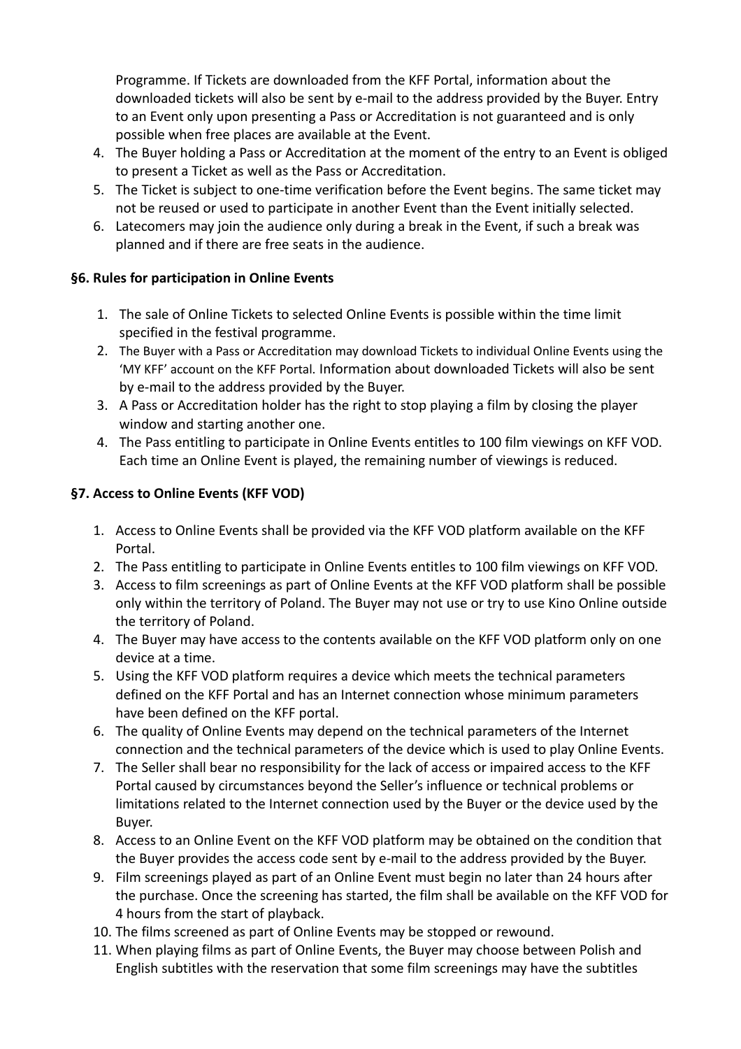Programme. If Tickets are downloaded from the KFF Portal, information about the downloaded tickets will also be sent by e-mail to the address provided by the Buyer. Entry to an Event only upon presenting a Pass or Accreditation is not guaranteed and is only possible when free places are available at the Event.

4. The Buyer holding a Pass or Accreditation at the moment of the entry to an Event is obliged to present a Ticket as well as the Pass or Accreditation.
5. The Ticket is subject to one-time verification before the Event begins. The same ticket may not be reused or used to participate in another Event than the Event initially selected.
6. Latecomers may join the audience only during a break in the Event, if such a break was planned and if there are free seats in the audience.

### §6. Rules for participation in Online Events

1. The sale of Online Tickets to selected Online Events is possible within the time limit specified in the festival programme.
2. The Buyer with a Pass or Accreditation may download Tickets to individual Online Events using the 'MY KFF' account on the KFF Portal. Information about downloaded Tickets will also be sent by e-mail to the address provided by the Buyer.
3. A Pass or Accreditation holder has the right to stop playing a film by closing the player window and starting another one.
4. The Pass entitling to participate in Online Events entitles to 100 film viewings on KFF VOD. Each time an Online Event is played, the remaining number of viewings is reduced.

### §7. Access to Online Events (KFF VOD)

1. Access to Online Events shall be provided via the KFF VOD platform available on the KFF Portal.
2. The Pass entitling to participate in Online Events entitles to 100 film viewings on KFF VOD.
3. Access to film screenings as part of Online Events at the KFF VOD platform shall be possible only within the territory of Poland. The Buyer may not use or try to use Kino Online outside the territory of Poland.
4. The Buyer may have access to the contents available on the KFF VOD platform only on one device at a time.
5. Using the KFF VOD platform requires a device which meets the technical parameters defined on the KFF Portal and has an Internet connection whose minimum parameters have been defined on the KFF portal.
6. The quality of Online Events may depend on the technical parameters of the Internet connection and the technical parameters of the device which is used to play Online Events.
7. The Seller shall bear no responsibility for the lack of access or impaired access to the KFF Portal caused by circumstances beyond the Seller's influence or technical problems or limitations related to the Internet connection used by the Buyer or the device used by the Buyer.
8. Access to an Online Event on the KFF VOD platform may be obtained on the condition that the Buyer provides the access code sent by e-mail to the address provided by the Buyer.
9. Film screenings played as part of an Online Event must begin no later than 24 hours after the purchase. Once the screening has started, the film shall be available on the KFF VOD for 4 hours from the start of playback.
10. The films screened as part of Online Events may be stopped or rewound.
11. When playing films as part of Online Events, the Buyer may choose between Polish and English subtitles with the reservation that some film screenings may have the subtitles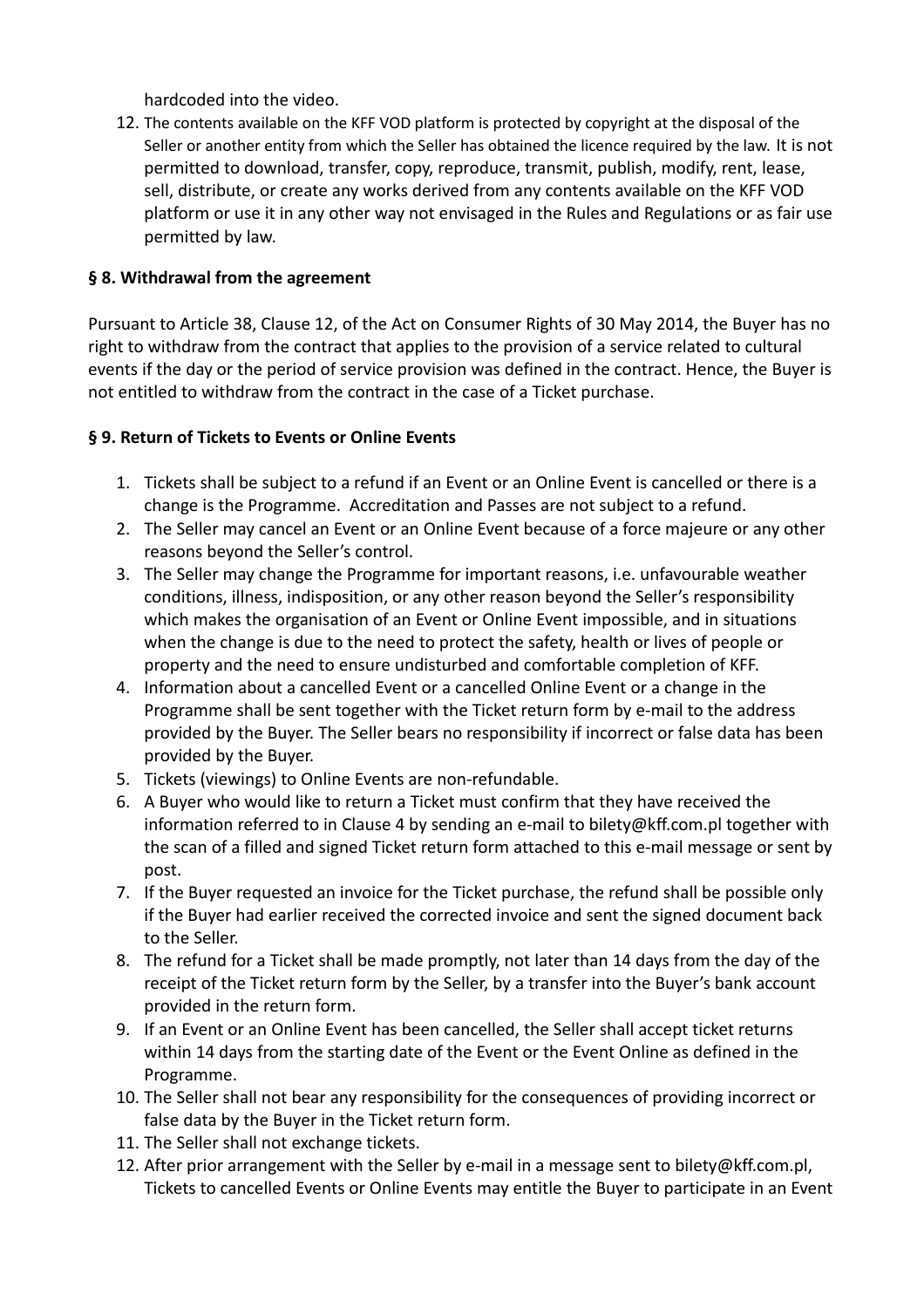hardcoded into the video.

12. The contents available on the KFF VOD platform is protected by copyright at the disposal of the Seller or another entity from which the Seller has obtained the licence required by the law. It is not permitted to download, transfer, copy, reproduce, transmit, publish, modify, rent, lease, sell, distribute, or create any works derived from any contents available on the KFF VOD platform or use it in any other way not envisaged in the Rules and Regulations or as fair use permitted by law.

**§ 8. Withdrawal from the agreement**

Pursuant to Article 38, Clause 12, of the Act on Consumer Rights of 30 May 2014, the Buyer has no right to withdraw from the contract that applies to the provision of a service related to cultural events if the day or the period of service provision was defined in the contract. Hence, the Buyer is not entitled to withdraw from the contract in the case of a Ticket purchase.

**§ 9. Return of Tickets to Events or Online Events**

1. Tickets shall be subject to a refund if an Event or an Online Event is cancelled or there is a change is the Programme. Accreditation and Passes are not subject to a refund.
2. The Seller may cancel an Event or an Online Event because of a force majeure or any other reasons beyond the Seller's control.
3. The Seller may change the Programme for important reasons, i.e. unfavourable weather conditions, illness, indisposition, or any other reason beyond the Seller's responsibility which makes the organisation of an Event or Online Event impossible, and in situations when the change is due to the need to protect the safety, health or lives of people or property and the need to ensure undisturbed and comfortable completion of KFF.
4. Information about a cancelled Event or a cancelled Online Event or a change in the Programme shall be sent together with the Ticket return form by e-mail to the address provided by the Buyer. The Seller bears no responsibility if incorrect or false data has been provided by the Buyer.
5. Tickets (viewings) to Online Events are non-refundable.
6. A Buyer who would like to return a Ticket must confirm that they have received the information referred to in Clause 4 by sending an e-mail to bilety@kff.com.pl together with the scan of a filled and signed Ticket return form attached to this e-mail message or sent by post.
7. If the Buyer requested an invoice for the Ticket purchase, the refund shall be possible only if the Buyer had earlier received the corrected invoice and sent the signed document back to the Seller.
8. The refund for a Ticket shall be made promptly, not later than 14 days from the day of the receipt of the Ticket return form by the Seller, by a transfer into the Buyer's bank account provided in the return form.
9. If an Event or an Online Event has been cancelled, the Seller shall accept ticket returns within 14 days from the starting date of the Event or the Event Online as defined in the Programme.
10. The Seller shall not bear any responsibility for the consequences of providing incorrect or false data by the Buyer in the Ticket return form.
11. The Seller shall not exchange tickets.
12. After prior arrangement with the Seller by e-mail in a message sent to bilety@kff.com.pl, Tickets to cancelled Events or Online Events may entitle the Buyer to participate in an Event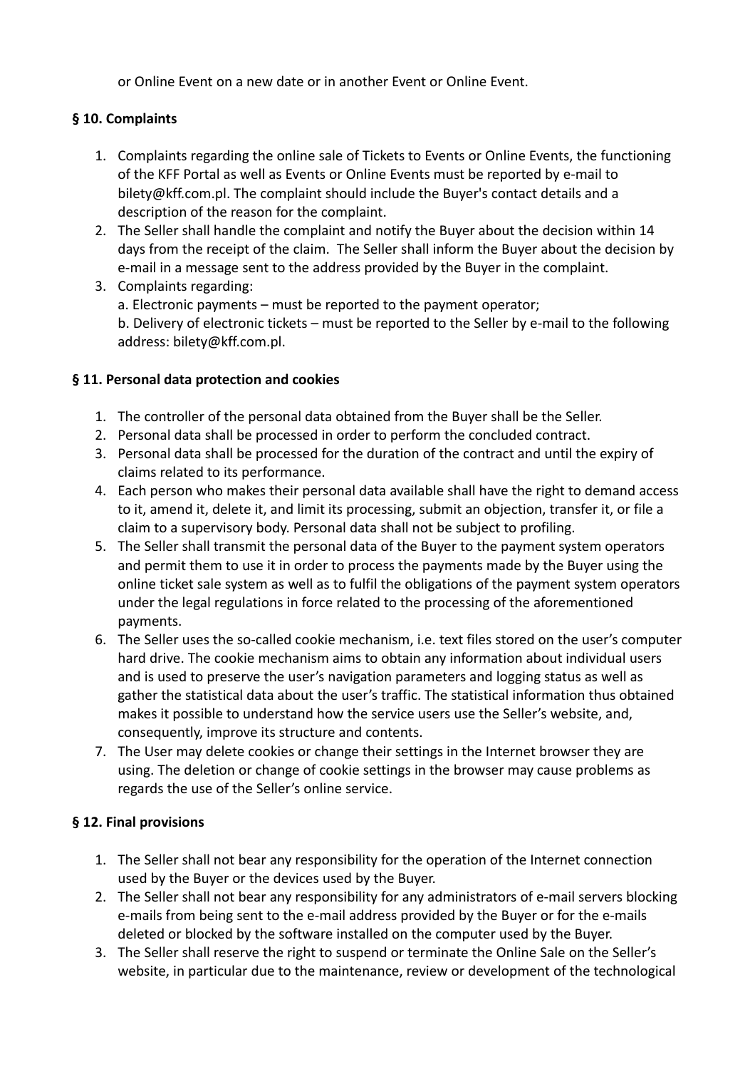or Online Event on a new date or in another Event or Online Event.

### § 10. Complaints

1. Complaints regarding the online sale of Tickets to Events or Online Events, the functioning of the KFF Portal as well as Events or Online Events must be reported by e-mail to bilety@kff.com.pl. The complaint should include the Buyer's contact details and a description of the reason for the complaint.
2. The Seller shall handle the complaint and notify the Buyer about the decision within 14 days from the receipt of the claim. The Seller shall inform the Buyer about the decision by e-mail in a message sent to the address provided by the Buyer in the complaint.
3. Complaints regarding:
   a. Electronic payments – must be reported to the payment operator;
   b. Delivery of electronic tickets – must be reported to the Seller by e-mail to the following address: bilety@kff.com.pl.

### § 11. Personal data protection and cookies

1. The controller of the personal data obtained from the Buyer shall be the Seller.
2. Personal data shall be processed in order to perform the concluded contract.
3. Personal data shall be processed for the duration of the contract and until the expiry of claims related to its performance.
4. Each person who makes their personal data available shall have the right to demand access to it, amend it, delete it, and limit its processing, submit an objection, transfer it, or file a claim to a supervisory body. Personal data shall not be subject to profiling.
5. The Seller shall transmit the personal data of the Buyer to the payment system operators and permit them to use it in order to process the payments made by the Buyer using the online ticket sale system as well as to fulfil the obligations of the payment system operators under the legal regulations in force related to the processing of the aforementioned payments.
6. The Seller uses the so-called cookie mechanism, i.e. text files stored on the user's computer hard drive. The cookie mechanism aims to obtain any information about individual users and is used to preserve the user's navigation parameters and logging status as well as gather the statistical data about the user's traffic. The statistical information thus obtained makes it possible to understand how the service users use the Seller's website, and, consequently, improve its structure and contents.
7. The User may delete cookies or change their settings in the Internet browser they are using. The deletion or change of cookie settings in the browser may cause problems as regards the use of the Seller's online service.

### § 12. Final provisions

1. The Seller shall not bear any responsibility for the operation of the Internet connection used by the Buyer or the devices used by the Buyer.
2. The Seller shall not bear any responsibility for any administrators of e-mail servers blocking e-mails from being sent to the e-mail address provided by the Buyer or for the e-mails deleted or blocked by the software installed on the computer used by the Buyer.
3. The Seller shall reserve the right to suspend or terminate the Online Sale on the Seller's website, in particular due to the maintenance, review or development of the technological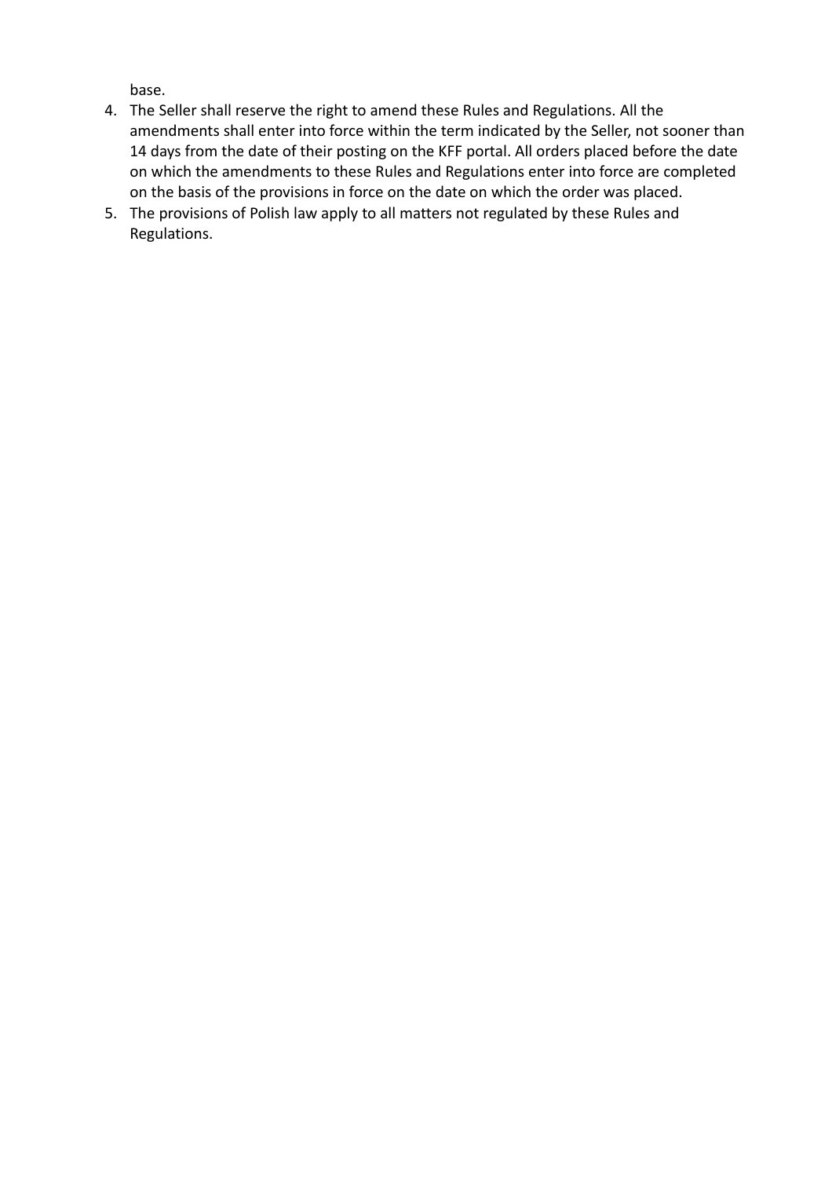base.

4. The Seller shall reserve the right to amend these Rules and Regulations. All the amendments shall enter into force within the term indicated by the Seller, not sooner than 14 days from the date of their posting on the KFF portal. All orders placed before the date on which the amendments to these Rules and Regulations enter into force are completed on the basis of the provisions in force on the date on which the order was placed.
5. The provisions of Polish law apply to all matters not regulated by these Rules and Regulations.